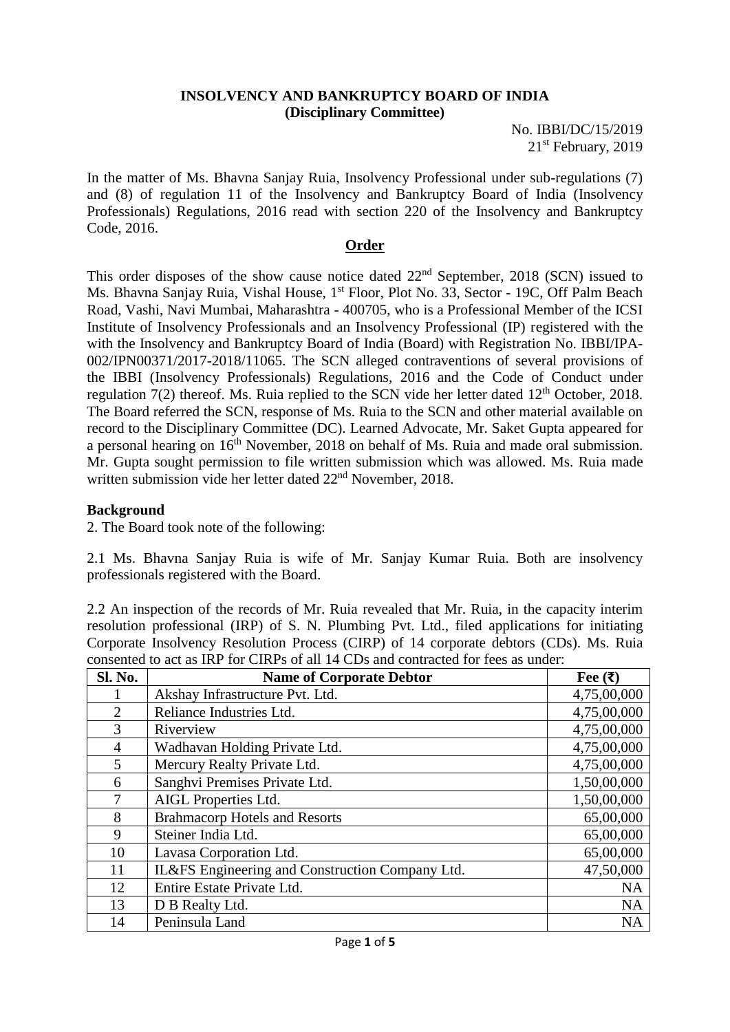**INSOLVENCY AND BANKRUPTCY BOARD OF INDIA**
**(Disciplinary Committee)**

No. IBBI/DC/15/2019
21st February, 2019

In the matter of Ms. Bhavna Sanjay Ruia, Insolvency Professional under sub-regulations (7) and (8) of regulation 11 of the Insolvency and Bankruptcy Board of India (Insolvency Professionals) Regulations, 2016 read with section 220 of the Insolvency and Bankruptcy Code, 2016.

**Order**

This order disposes of the show cause notice dated 22nd September, 2018 (SCN) issued to Ms. Bhavna Sanjay Ruia, Vishal House, 1st Floor, Plot No. 33, Sector - 19C, Off Palm Beach Road, Vashi, Navi Mumbai, Maharashtra - 400705, who is a Professional Member of the ICSI Institute of Insolvency Professionals and an Insolvency Professional (IP) registered with the with the Insolvency and Bankruptcy Board of India (Board) with Registration No. IBBI/IPA-002/IPN00371/2017-2018/11065. The SCN alleged contraventions of several provisions of the IBBI (Insolvency Professionals) Regulations, 2016 and the Code of Conduct under regulation 7(2) thereof. Ms. Ruia replied to the SCN vide her letter dated 12th October, 2018. The Board referred the SCN, response of Ms. Ruia to the SCN and other material available on record to the Disciplinary Committee (DC). Learned Advocate, Mr. Saket Gupta appeared for a personal hearing on 16th November, 2018 on behalf of Ms. Ruia and made oral submission. Mr. Gupta sought permission to file written submission which was allowed. Ms. Ruia made written submission vide her letter dated 22nd November, 2018.

**Background**

2. The Board took note of the following:

2.1 Ms. Bhavna Sanjay Ruia is wife of Mr. Sanjay Kumar Ruia. Both are insolvency professionals registered with the Board.

2.2 An inspection of the records of Mr. Ruia revealed that Mr. Ruia, in the capacity interim resolution professional (IRP) of S. N. Plumbing Pvt. Ltd., filed applications for initiating Corporate Insolvency Resolution Process (CIRP) of 14 corporate debtors (CDs). Ms. Ruia consented to act as IRP for CIRPs of all 14 CDs and contracted for fees as under:

| Sl. No. | Name of Corporate Debtor | Fee (₹) |
|---|---|---|
| 1 | Akshay Infrastructure Pvt. Ltd. | 4,75,00,000 |
| 2 | Reliance Industries Ltd. | 4,75,00,000 |
| 3 | Riverview | 4,75,00,000 |
| 4 | Wadhavan Holding Private Ltd. | 4,75,00,000 |
| 5 | Mercury Realty Private Ltd. | 4,75,00,000 |
| 6 | Sanghvi Premises Private Ltd. | 1,50,00,000 |
| 7 | AIGL Properties Ltd. | 1,50,00,000 |
| 8 | Brahmacorp Hotels and Resorts | 65,00,000 |
| 9 | Steiner India Ltd. | 65,00,000 |
| 10 | Lavasa Corporation Ltd. | 65,00,000 |
| 11 | IL&FS Engineering and Construction Company Ltd. | 47,50,000 |
| 12 | Entire Estate Private Ltd. | NA |
| 13 | D B Realty Ltd. | NA |
| 14 | Peninsula Land | NA |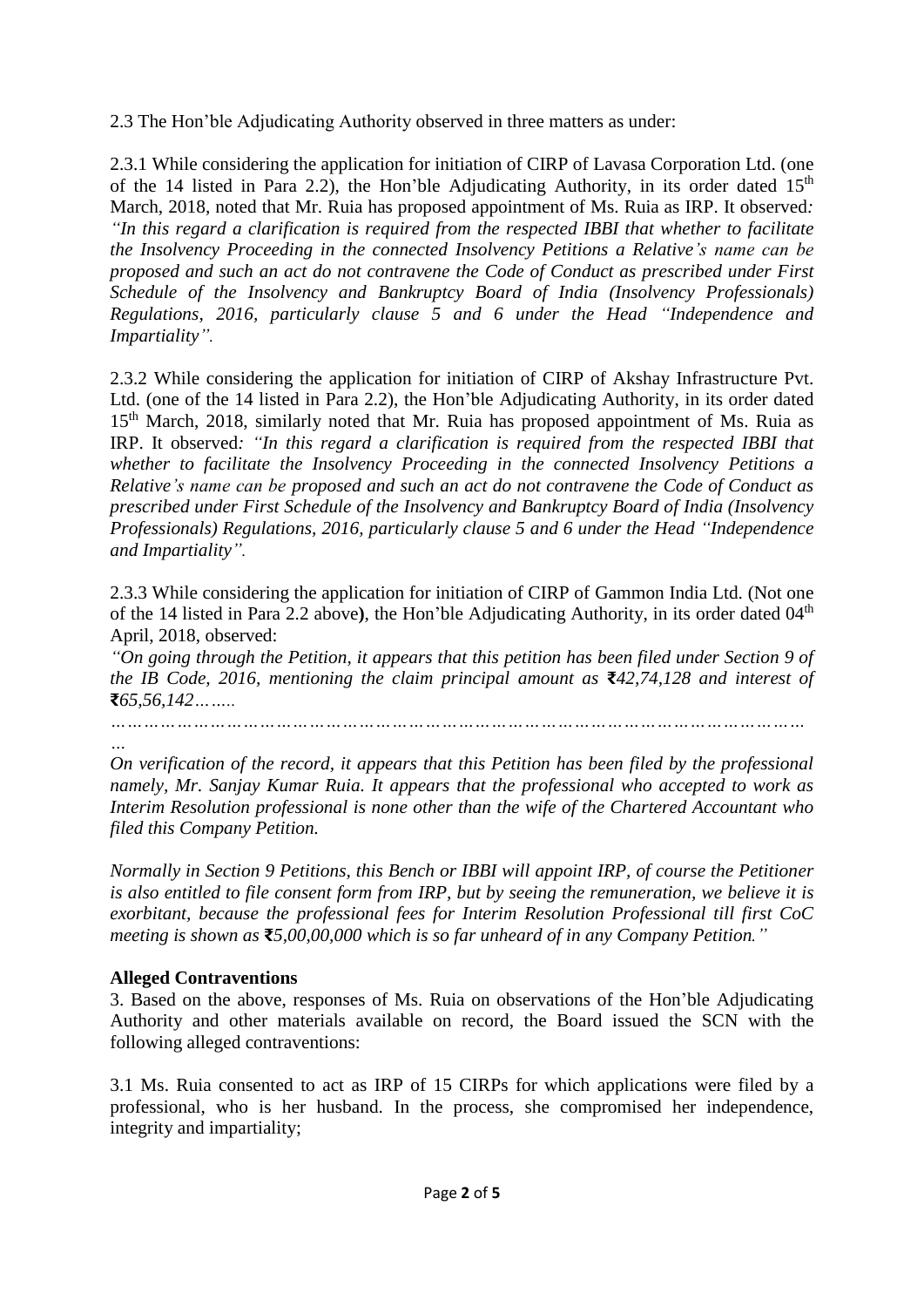2.3 The Hon'ble Adjudicating Authority observed in three matters as under:

2.3.1 While considering the application for initiation of CIRP of Lavasa Corporation Ltd. (one of the 14 listed in Para 2.2), the Hon'ble Adjudicating Authority, in its order dated 15th March, 2018, noted that Mr. Ruia has proposed appointment of Ms. Ruia as IRP. It observed: *"In this regard a clarification is required from the respected IBBI that whether to facilitate the Insolvency Proceeding in the connected Insolvency Petitions a Relative's name can be proposed and such an act do not contravene the Code of Conduct as prescribed under First Schedule of the Insolvency and Bankruptcy Board of India (Insolvency Professionals) Regulations, 2016, particularly clause 5 and 6 under the Head "Independence and Impartiality".*

2.3.2 While considering the application for initiation of CIRP of Akshay Infrastructure Pvt. Ltd. (one of the 14 listed in Para 2.2), the Hon'ble Adjudicating Authority, in its order dated 15th March, 2018, similarly noted that Mr. Ruia has proposed appointment of Ms. Ruia as IRP. It observed: *"In this regard a clarification is required from the respected IBBI that whether to facilitate the Insolvency Proceeding in the connected Insolvency Petitions a Relative's name can be proposed and such an act do not contravene the Code of Conduct as prescribed under First Schedule of the Insolvency and Bankruptcy Board of India (Insolvency Professionals) Regulations, 2016, particularly clause 5 and 6 under the Head "Independence and Impartiality".*

2.3.3 While considering the application for initiation of CIRP of Gammon India Ltd. (Not one of the 14 listed in Para 2.2 above**)**, the Hon'ble Adjudicating Authority, in its order dated 04th April, 2018, observed:

*"On going through the Petition, it appears that this petition has been filed under Section 9 of the IB Code, 2016, mentioning the claim principal amount as ₹42,74,128 and interest of ₹65,56,142……*

*……………………………………………………………………………………………………………*

*On verification of the record, it appears that this Petition has been filed by the professional namely, Mr. Sanjay Kumar Ruia. It appears that the professional who accepted to work as Interim Resolution professional is none other than the wife of the Chartered Accountant who filed this Company Petition.*

*Normally in Section 9 Petitions, this Bench or IBBI will appoint IRP, of course the Petitioner is also entitled to file consent form from IRP, but by seeing the remuneration, we believe it is exorbitant, because the professional fees for Interim Resolution Professional till first CoC meeting is shown as ₹5,00,00,000 which is so far unheard of in any Company Petition."*

**Alleged Contraventions**

3. Based on the above, responses of Ms. Ruia on observations of the Hon'ble Adjudicating Authority and other materials available on record, the Board issued the SCN with the following alleged contraventions:

3.1 Ms. Ruia consented to act as IRP of 15 CIRPs for which applications were filed by a professional, who is her husband. In the process, she compromised her independence, integrity and impartiality;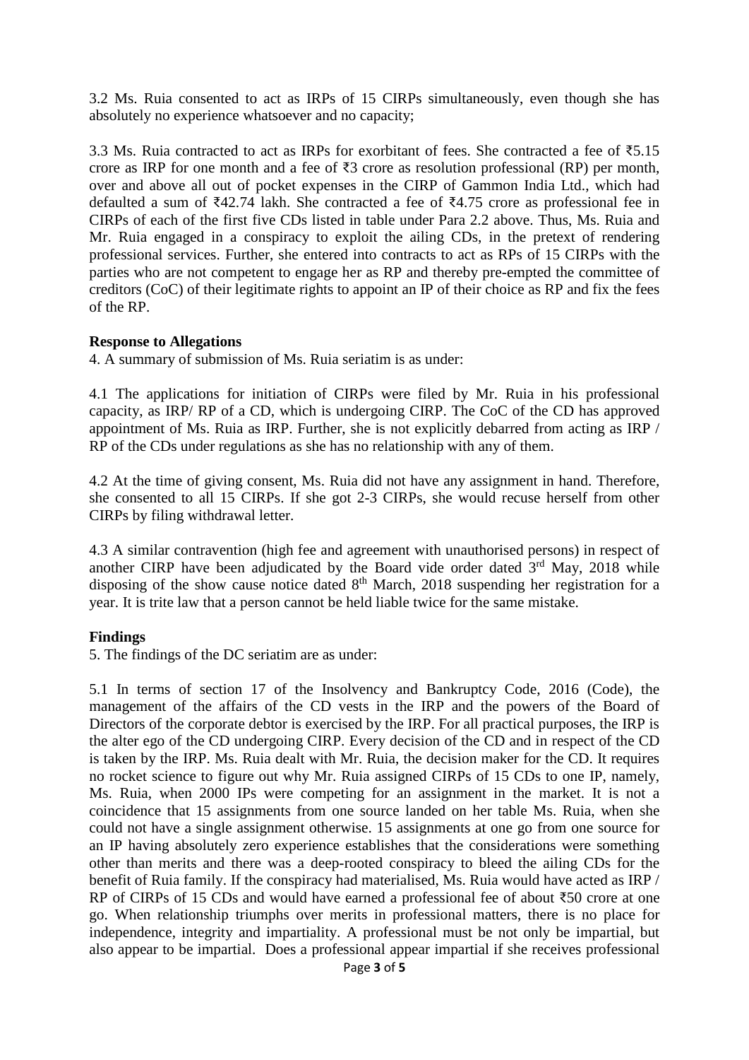3.2 Ms. Ruia consented to act as IRPs of 15 CIRPs simultaneously, even though she has absolutely no experience whatsoever and no capacity;

3.3 Ms. Ruia contracted to act as IRPs for exorbitant of fees. She contracted a fee of ₹5.15 crore as IRP for one month and a fee of ₹3 crore as resolution professional (RP) per month, over and above all out of pocket expenses in the CIRP of Gammon India Ltd., which had defaulted a sum of ₹42.74 lakh. She contracted a fee of ₹4.75 crore as professional fee in CIRPs of each of the first five CDs listed in table under Para 2.2 above. Thus, Ms. Ruia and Mr. Ruia engaged in a conspiracy to exploit the ailing CDs, in the pretext of rendering professional services. Further, she entered into contracts to act as RPs of 15 CIRPs with the parties who are not competent to engage her as RP and thereby pre-empted the committee of creditors (CoC) of their legitimate rights to appoint an IP of their choice as RP and fix the fees of the RP.

**Response to Allegations**

4. A summary of submission of Ms. Ruia seriatim is as under:

4.1 The applications for initiation of CIRPs were filed by Mr. Ruia in his professional capacity, as IRP/ RP of a CD, which is undergoing CIRP. The CoC of the CD has approved appointment of Ms. Ruia as IRP. Further, she is not explicitly debarred from acting as IRP / RP of the CDs under regulations as she has no relationship with any of them.

4.2 At the time of giving consent, Ms. Ruia did not have any assignment in hand. Therefore, she consented to all 15 CIRPs. If she got 2-3 CIRPs, she would recuse herself from other CIRPs by filing withdrawal letter.

4.3 A similar contravention (high fee and agreement with unauthorised persons) in respect of another CIRP have been adjudicated by the Board vide order dated 3rd May, 2018 while disposing of the show cause notice dated 8th March, 2018 suspending her registration for a year. It is trite law that a person cannot be held liable twice for the same mistake.

**Findings**

5. The findings of the DC seriatim are as under:

5.1 In terms of section 17 of the Insolvency and Bankruptcy Code, 2016 (Code), the management of the affairs of the CD vests in the IRP and the powers of the Board of Directors of the corporate debtor is exercised by the IRP. For all practical purposes, the IRP is the alter ego of the CD undergoing CIRP. Every decision of the CD and in respect of the CD is taken by the IRP. Ms. Ruia dealt with Mr. Ruia, the decision maker for the CD. It requires no rocket science to figure out why Mr. Ruia assigned CIRPs of 15 CDs to one IP, namely, Ms. Ruia, when 2000 IPs were competing for an assignment in the market. It is not a coincidence that 15 assignments from one source landed on her table Ms. Ruia, when she could not have a single assignment otherwise. 15 assignments at one go from one source for an IP having absolutely zero experience establishes that the considerations were something other than merits and there was a deep-rooted conspiracy to bleed the ailing CDs for the benefit of Ruia family. If the conspiracy had materialised, Ms. Ruia would have acted as IRP / RP of CIRPs of 15 CDs and would have earned a professional fee of about ₹50 crore at one go. When relationship triumphs over merits in professional matters, there is no place for independence, integrity and impartiality. A professional must be not only be impartial, but also appear to be impartial. Does a professional appear impartial if she receives professional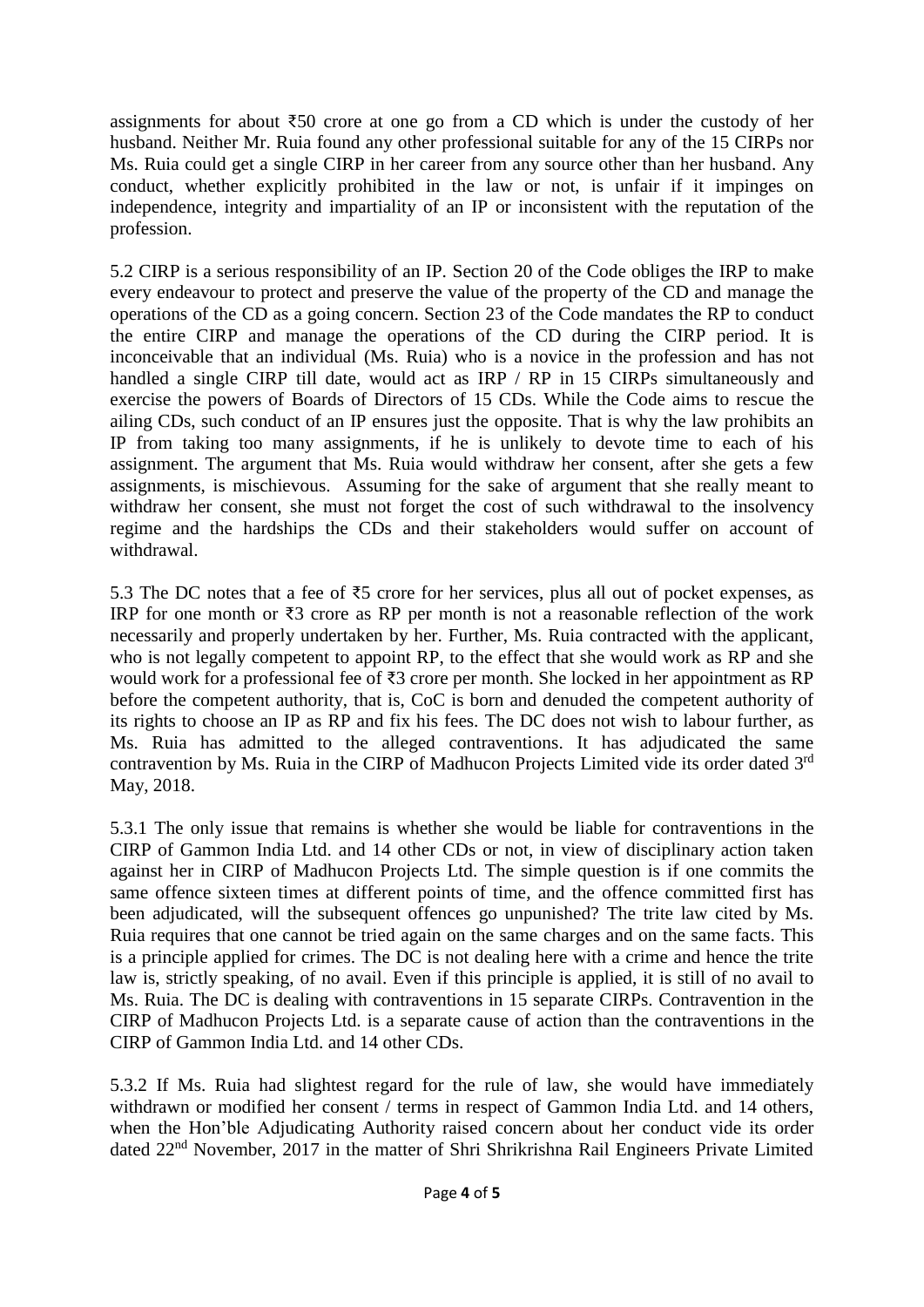assignments for about ₹50 crore at one go from a CD which is under the custody of her husband. Neither Mr. Ruia found any other professional suitable for any of the 15 CIRPs nor Ms. Ruia could get a single CIRP in her career from any source other than her husband. Any conduct, whether explicitly prohibited in the law or not, is unfair if it impinges on independence, integrity and impartiality of an IP or inconsistent with the reputation of the profession.

5.2 CIRP is a serious responsibility of an IP. Section 20 of the Code obliges the IRP to make every endeavour to protect and preserve the value of the property of the CD and manage the operations of the CD as a going concern. Section 23 of the Code mandates the RP to conduct the entire CIRP and manage the operations of the CD during the CIRP period. It is inconceivable that an individual (Ms. Ruia) who is a novice in the profession and has not handled a single CIRP till date, would act as IRP / RP in 15 CIRPs simultaneously and exercise the powers of Boards of Directors of 15 CDs. While the Code aims to rescue the ailing CDs, such conduct of an IP ensures just the opposite. That is why the law prohibits an IP from taking too many assignments, if he is unlikely to devote time to each of his assignment. The argument that Ms. Ruia would withdraw her consent, after she gets a few assignments, is mischievous. Assuming for the sake of argument that she really meant to withdraw her consent, she must not forget the cost of such withdrawal to the insolvency regime and the hardships the CDs and their stakeholders would suffer on account of withdrawal.

5.3 The DC notes that a fee of ₹5 crore for her services, plus all out of pocket expenses, as IRP for one month or ₹3 crore as RP per month is not a reasonable reflection of the work necessarily and properly undertaken by her. Further, Ms. Ruia contracted with the applicant, who is not legally competent to appoint RP, to the effect that she would work as RP and she would work for a professional fee of ₹3 crore per month. She locked in her appointment as RP before the competent authority, that is, CoC is born and denuded the competent authority of its rights to choose an IP as RP and fix his fees. The DC does not wish to labour further, as Ms. Ruia has admitted to the alleged contraventions. It has adjudicated the same contravention by Ms. Ruia in the CIRP of Madhucon Projects Limited vide its order dated 3rd May, 2018.

5.3.1 The only issue that remains is whether she would be liable for contraventions in the CIRP of Gammon India Ltd. and 14 other CDs or not, in view of disciplinary action taken against her in CIRP of Madhucon Projects Ltd. The simple question is if one commits the same offence sixteen times at different points of time, and the offence committed first has been adjudicated, will the subsequent offences go unpunished? The trite law cited by Ms. Ruia requires that one cannot be tried again on the same charges and on the same facts. This is a principle applied for crimes. The DC is not dealing here with a crime and hence the trite law is, strictly speaking, of no avail. Even if this principle is applied, it is still of no avail to Ms. Ruia. The DC is dealing with contraventions in 15 separate CIRPs. Contravention in the CIRP of Madhucon Projects Ltd. is a separate cause of action than the contraventions in the CIRP of Gammon India Ltd. and 14 other CDs.

5.3.2 If Ms. Ruia had slightest regard for the rule of law, she would have immediately withdrawn or modified her consent / terms in respect of Gammon India Ltd. and 14 others, when the Hon'ble Adjudicating Authority raised concern about her conduct vide its order dated 22nd November, 2017 in the matter of Shri Shrikrishna Rail Engineers Private Limited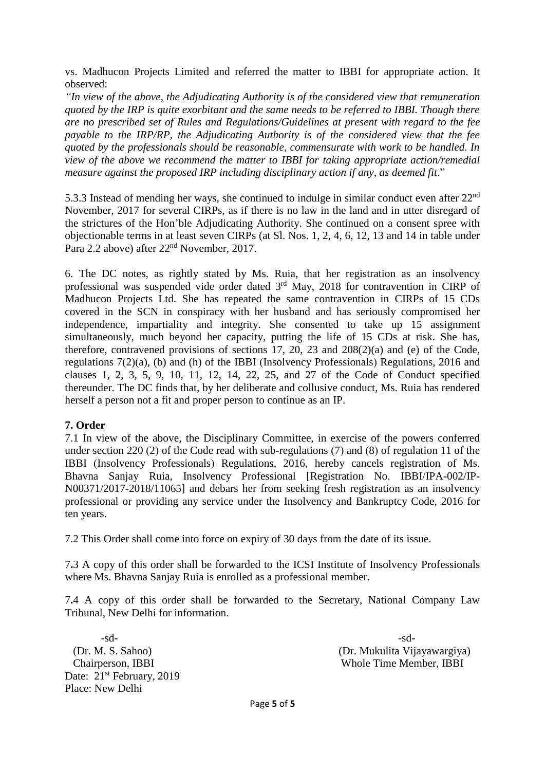vs. Madhucon Projects Limited and referred the matter to IBBI for appropriate action. It observed:

*"In view of the above, the Adjudicating Authority is of the considered view that remuneration quoted by the IRP is quite exorbitant and the same needs to be referred to IBBI. Though there are no prescribed set of Rules and Regulations/Guidelines at present with regard to the fee payable to the IRP/RP, the Adjudicating Authority is of the considered view that the fee quoted by the professionals should be reasonable, commensurate with work to be handled. In view of the above we recommend the matter to IBBI for taking appropriate action/remedial measure against the proposed IRP including disciplinary action if any, as deemed fit*."

5.3.3 Instead of mending her ways, she continued to indulge in similar conduct even after 22nd November, 2017 for several CIRPs, as if there is no law in the land and in utter disregard of the strictures of the Hon'ble Adjudicating Authority. She continued on a consent spree with objectionable terms in at least seven CIRPs (at Sl. Nos. 1, 2, 4, 6, 12, 13 and 14 in table under Para 2.2 above) after 22nd November, 2017.

6. The DC notes, as rightly stated by Ms. Ruia, that her registration as an insolvency professional was suspended vide order dated 3rd May, 2018 for contravention in CIRP of Madhucon Projects Ltd. She has repeated the same contravention in CIRPs of 15 CDs covered in the SCN in conspiracy with her husband and has seriously compromised her independence, impartiality and integrity. She consented to take up 15 assignment simultaneously, much beyond her capacity, putting the life of 15 CDs at risk. She has, therefore, contravened provisions of sections 17, 20, 23 and 208(2)(a) and (e) of the Code, regulations 7(2)(a), (b) and (h) of the IBBI (Insolvency Professionals) Regulations, 2016 and clauses 1, 2, 3, 5, 9, 10, 11, 12, 14, 22, 25, and 27 of the Code of Conduct specified thereunder. The DC finds that, by her deliberate and collusive conduct, Ms. Ruia has rendered herself a person not a fit and proper person to continue as an IP.

## 7. Order

7.1 In view of the above, the Disciplinary Committee, in exercise of the powers conferred under section 220 (2) of the Code read with sub-regulations (7) and (8) of regulation 11 of the IBBI (Insolvency Professionals) Regulations, 2016, hereby cancels registration of Ms. Bhavna Sanjay Ruia, Insolvency Professional [Registration No. IBBI/IPA-002/IP-N00371/2017-2018/11065] and debars her from seeking fresh registration as an insolvency professional or providing any service under the Insolvency and Bankruptcy Code, 2016 for ten years.

7.2 This Order shall come into force on expiry of 30 days from the date of its issue.

7.3 A copy of this order shall be forwarded to the ICSI Institute of Insolvency Professionals where Ms. Bhavna Sanjay Ruia is enrolled as a professional member.

7.4 A copy of this order shall be forwarded to the Secretary, National Company Law Tribunal, New Delhi for information.

-sd-
(Dr. M. S. Sahoo)
Chairperson, IBBI

-sd-
(Dr. Mukulita Vijayawargiya)
Whole Time Member, IBBI

Date: 21st February, 2019
Place: New Delhi